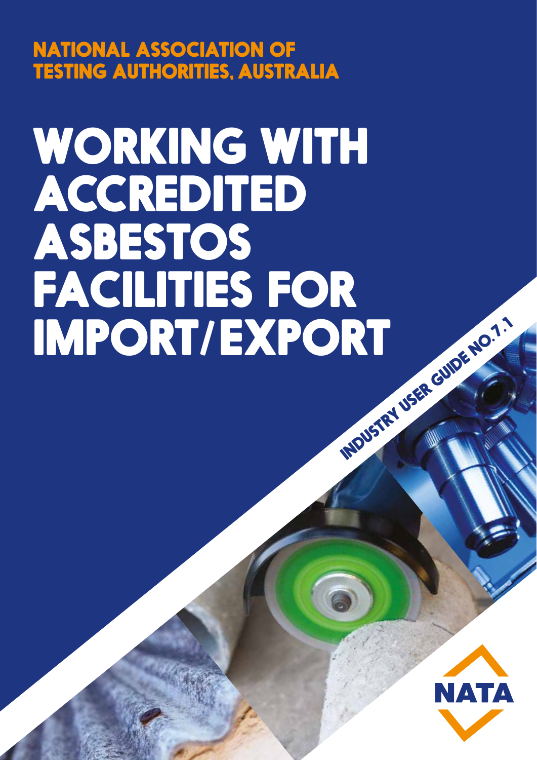NATIONAL ASSOCIATION OF TESTING AUTHORITIES, AUSTRALIA

# WORKING WITH ACCREDITED ASBESTOS FACILITIES FOR IMPORT/EXPORT

INDUSTRY USER GUIDE NO.7.1

NATA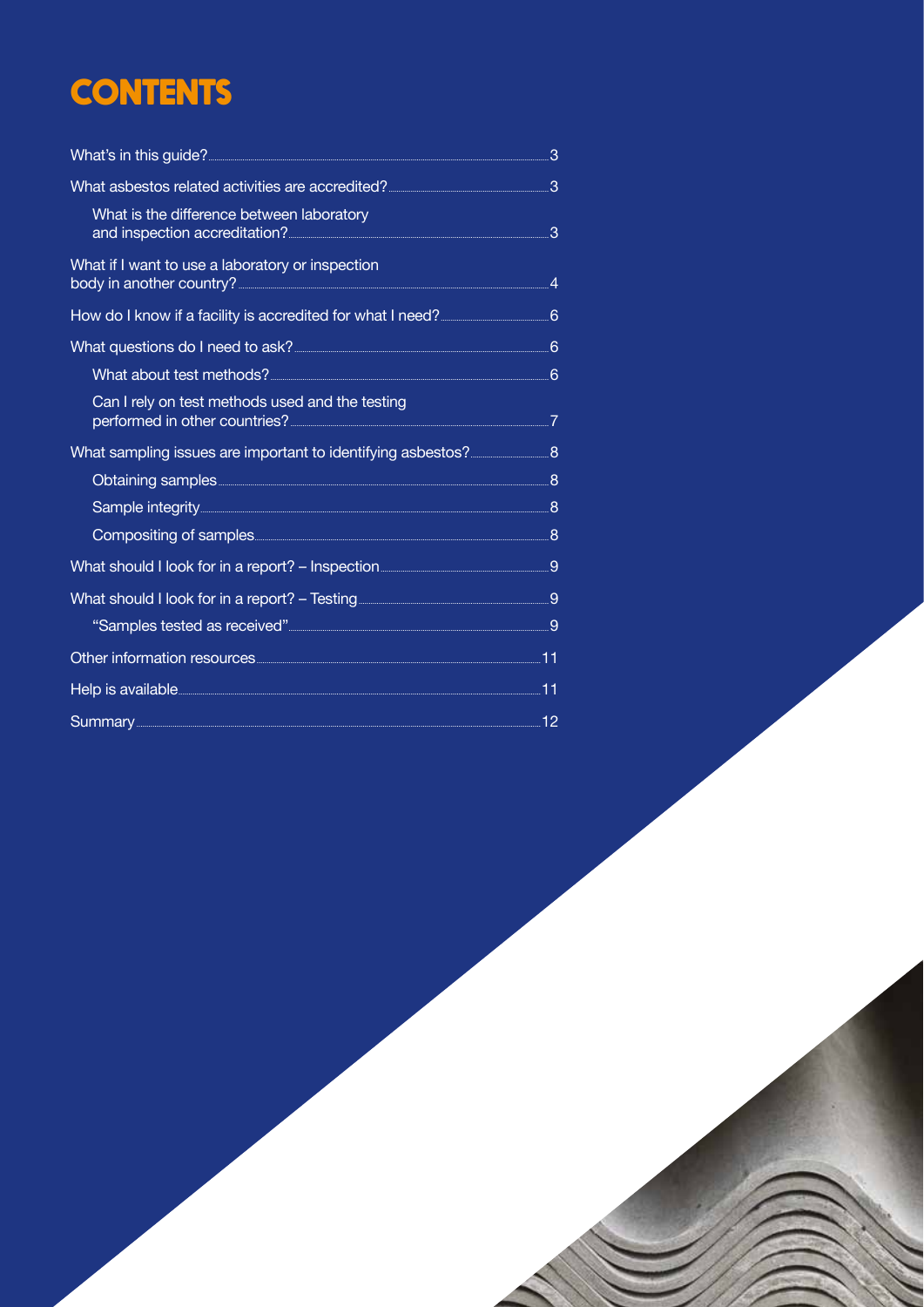# CONTENTS

- What's in this guide? 3
- What asbestos related activities are accredited? 3
  - What is the difference between laboratory and inspection accreditation? 3
- What if I want to use a laboratory or inspection body in another country? 4
- How do I know if a facility is accredited for what I need? 6
- What questions do I need to ask? 6
  - What about test methods? 6
  - Can I rely on test methods used and the testing performed in other countries? 7
- What sampling issues are important to identifying asbestos? 8
  - Obtaining samples 8
  - Sample integrity 8
  - Compositing of samples 8
- What should I look for in a report? – Inspection 9
- What should I look for in a report? – Testing 9
  - "Samples tested as received" 9
- Other information resources 11
- Help is available 11
- Summary 12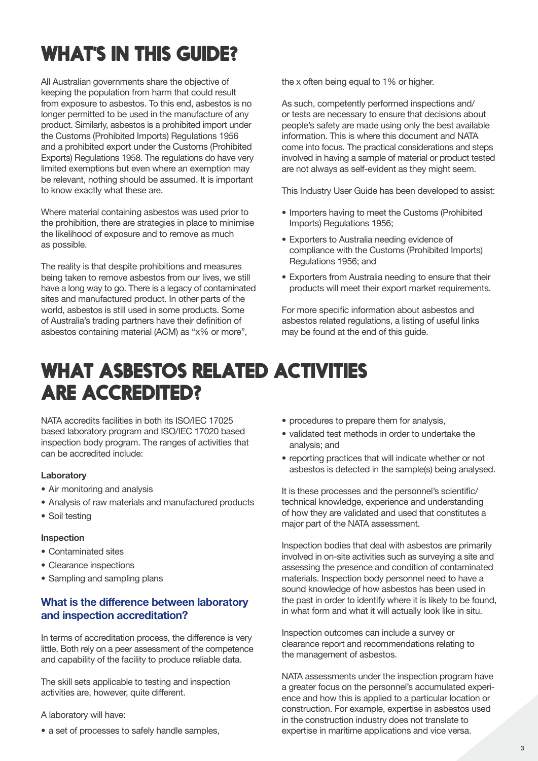# WHAT'S IN THIS GUIDE?

All Australian governments share the objective of keeping the population from harm that could result from exposure to asbestos. To this end, asbestos is no longer permitted to be used in the manufacture of any product. Similarly, asbestos is a prohibited import under the Customs (Prohibited Imports) Regulations 1956 and a prohibited export under the Customs (Prohibited Exports) Regulations 1958. The regulations do have very limited exemptions but even where an exemption may be relevant, nothing should be assumed. It is important to know exactly what these are.

Where material containing asbestos was used prior to the prohibition, there are strategies in place to minimise the likelihood of exposure and to remove as much as possible.

The reality is that despite prohibitions and measures being taken to remove asbestos from our lives, we still have a long way to go. There is a legacy of contaminated sites and manufactured product. In other parts of the world, asbestos is still used in some products. Some of Australia's trading partners have their definition of asbestos containing material (ACM) as "x% or more", the x often being equal to 1% or higher.

As such, competently performed inspections and/or tests are necessary to ensure that decisions about people's safety are made using only the best available information. This is where this document and NATA come into focus. The practical considerations and steps involved in having a sample of material or product tested are not always as self-evident as they might seem.

This Industry User Guide has been developed to assist:

- Importers having to meet the Customs (Prohibited Imports) Regulations 1956;
- Exporters to Australia needing evidence of compliance with the Customs (Prohibited Imports) Regulations 1956; and
- Exporters from Australia needing to ensure that their products will meet their export market requirements.

For more specific information about asbestos and asbestos related regulations, a listing of useful links may be found at the end of this guide.

# WHAT ASBESTOS RELATED ACTIVITIES ARE ACCREDITED?

NATA accredits facilities in both its ISO/IEC 17025 based laboratory program and ISO/IEC 17020 based inspection body program. The ranges of activities that can be accredited include:

**Laboratory**

- Air monitoring and analysis
- Analysis of raw materials and manufactured products
- Soil testing

**Inspection**

- Contaminated sites
- Clearance inspections
- Sampling and sampling plans

### What is the difference between laboratory and inspection accreditation?

In terms of accreditation process, the difference is very little. Both rely on a peer assessment of the competence and capability of the facility to produce reliable data.

The skill sets applicable to testing and inspection activities are, however, quite different.

A laboratory will have:

- a set of processes to safely handle samples,
- procedures to prepare them for analysis,
- validated test methods in order to undertake the analysis; and
- reporting practices that will indicate whether or not asbestos is detected in the sample(s) being analysed.

It is these processes and the personnel's scientific/technical knowledge, experience and understanding of how they are validated and used that constitutes a major part of the NATA assessment.

Inspection bodies that deal with asbestos are primarily involved in on-site activities such as surveying a site and assessing the presence and condition of contaminated materials. Inspection body personnel need to have a sound knowledge of how asbestos has been used in the past in order to identify where it is likely to be found, in what form and what it will actually look like in situ.

Inspection outcomes can include a survey or clearance report and recommendations relating to the management of asbestos.

NATA assessments under the inspection program have a greater focus on the personnel's accumulated experience and how this is applied to a particular location or construction. For example, expertise in asbestos used in the construction industry does not translate to expertise in maritime applications and vice versa.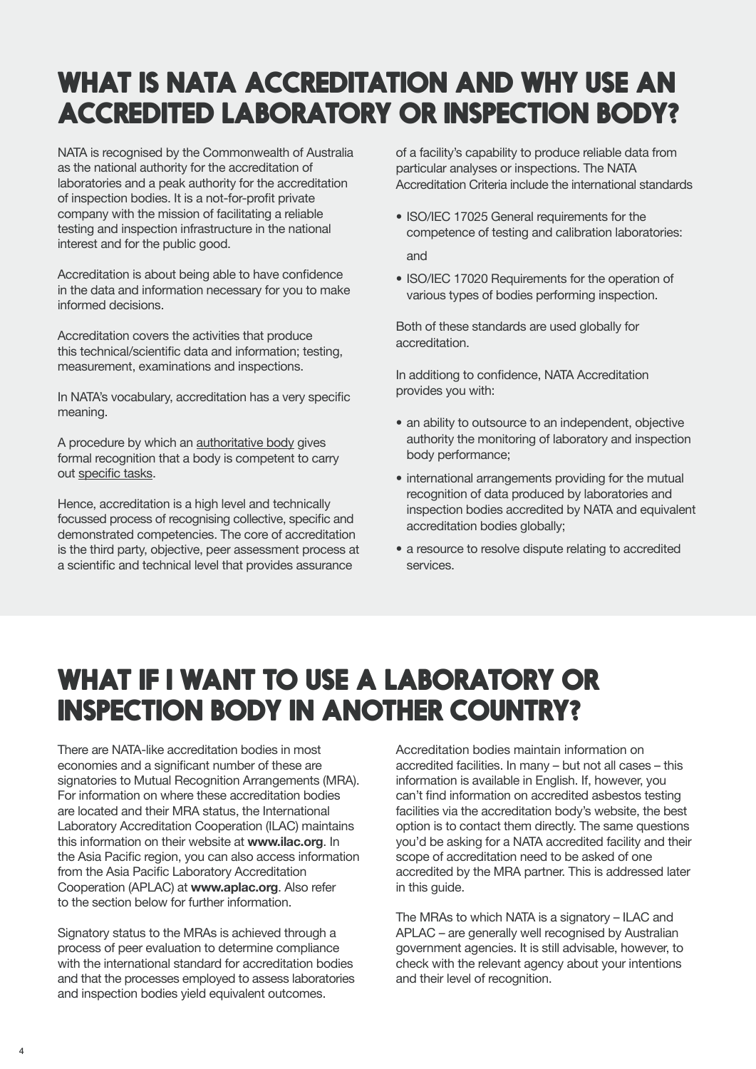# WHAT IS NATA ACCREDITATION AND WHY USE AN ACCREDITED LABORATORY OR INSPECTION BODY?

NATA is recognised by the Commonwealth of Australia as the national authority for the accreditation of laboratories and a peak authority for the accreditation of inspection bodies. It is a not-for-profit private company with the mission of facilitating a reliable testing and inspection infrastructure in the national interest and for the public good.

Accreditation is about being able to have confidence in the data and information necessary for you to make informed decisions.

Accreditation covers the activities that produce this technical/scientific data and information; testing, measurement, examinations and inspections.

In NATA's vocabulary, accreditation has a very specific meaning.

A procedure by which an authoritative body gives formal recognition that a body is competent to carry out specific tasks.

Hence, accreditation is a high level and technically focussed process of recognising collective, specific and demonstrated competencies. The core of accreditation is the third party, objective, peer assessment process at a scientific and technical level that provides assurance of a facility's capability to produce reliable data from particular analyses or inspections. The NATA Accreditation Criteria include the international standards

- ISO/IEC 17025 General requirements for the competence of testing and calibration laboratories:

  and

- ISO/IEC 17020 Requirements for the operation of various types of bodies performing inspection.

Both of these standards are used globally for accreditation.

In additiong to confidence, NATA Accreditation provides you with:

- an ability to outsource to an independent, objective authority the monitoring of laboratory and inspection body performance;
- international arrangements providing for the mutual recognition of data produced by laboratories and inspection bodies accredited by NATA and equivalent accreditation bodies globally;
- a resource to resolve dispute relating to accredited services.

# WHAT IF I WANT TO USE A LABORATORY OR INSPECTION BODY IN ANOTHER COUNTRY?

There are NATA-like accreditation bodies in most economies and a significant number of these are signatories to Mutual Recognition Arrangements (MRA). For information on where these accreditation bodies are located and their MRA status, the International Laboratory Accreditation Cooperation (ILAC) maintains this information on their website at **www.ilac.org**. In the Asia Pacific region, you can also access information from the Asia Pacific Laboratory Accreditation Cooperation (APLAC) at **www.aplac.org**. Also refer to the section below for further information.

Signatory status to the MRAs is achieved through a process of peer evaluation to determine compliance with the international standard for accreditation bodies and that the processes employed to assess laboratories and inspection bodies yield equivalent outcomes.

Accreditation bodies maintain information on accredited facilities. In many – but not all cases – this information is available in English. If, however, you can't find information on accredited asbestos testing facilities via the accreditation body's website, the best option is to contact them directly. The same questions you'd be asking for a NATA accredited facility and their scope of accreditation need to be asked of one accredited by the MRA partner. This is addressed later in this guide.

The MRAs to which NATA is a signatory – ILAC and APLAC – are generally well recognised by Australian government agencies. It is still advisable, however, to check with the relevant agency about your intentions and their level of recognition.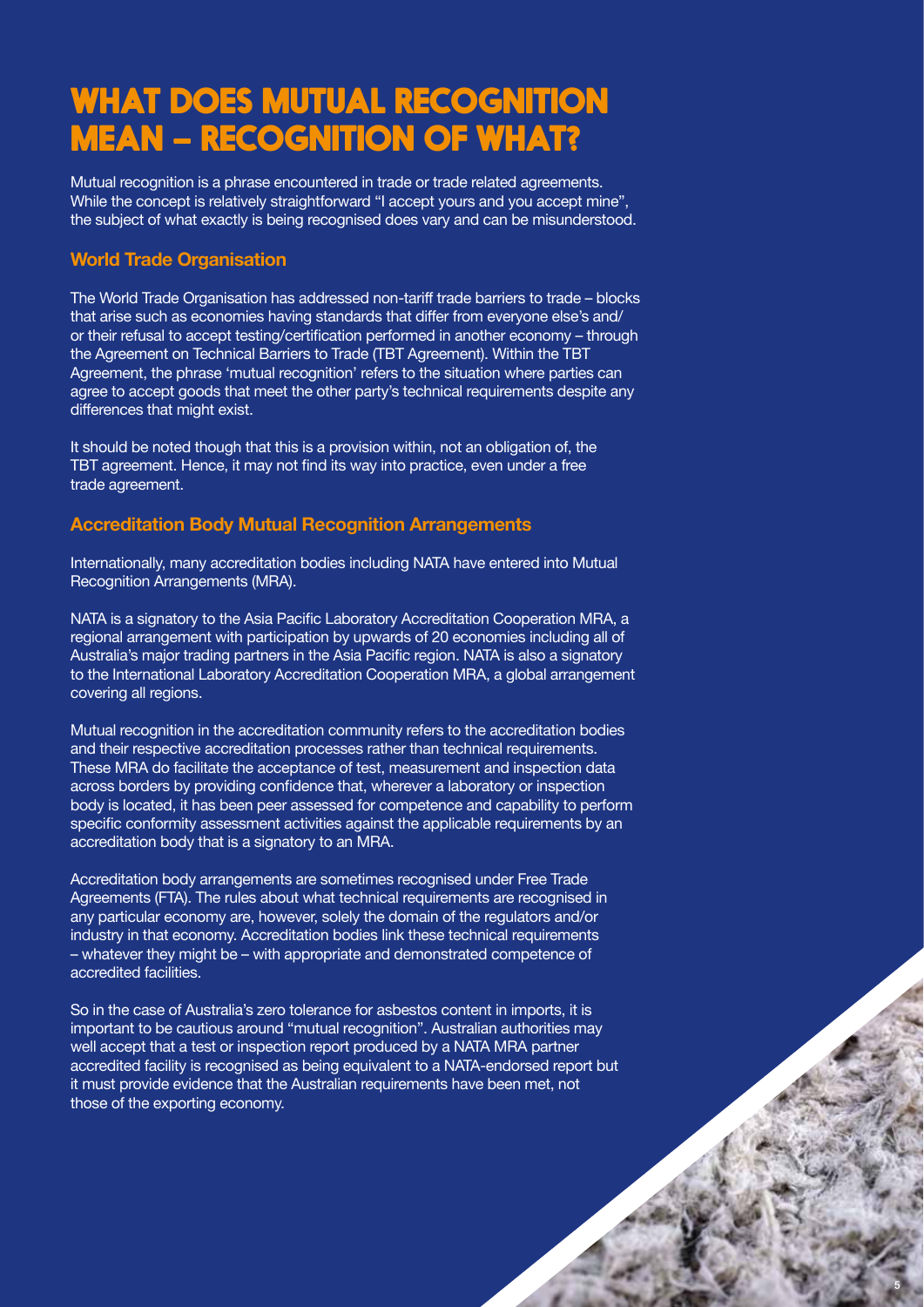# WHAT DOES MUTUAL RECOGNITION MEAN – RECOGNITION OF WHAT?

Mutual recognition is a phrase encountered in trade or trade related agreements. While the concept is relatively straightforward "I accept yours and you accept mine", the subject of what exactly is being recognised does vary and can be misunderstood.

## World Trade Organisation

The World Trade Organisation has addressed non-tariff trade barriers to trade – blocks that arise such as economies having standards that differ from everyone else's and/or their refusal to accept testing/certification performed in another economy – through the Agreement on Technical Barriers to Trade (TBT Agreement). Within the TBT Agreement, the phrase 'mutual recognition' refers to the situation where parties can agree to accept goods that meet the other party's technical requirements despite any differences that might exist.

It should be noted though that this is a provision within, not an obligation of, the TBT agreement. Hence, it may not find its way into practice, even under a free trade agreement.

## Accreditation Body Mutual Recognition Arrangements

Internationally, many accreditation bodies including NATA have entered into Mutual Recognition Arrangements (MRA).

NATA is a signatory to the Asia Pacific Laboratory Accreditation Cooperation MRA, a regional arrangement with participation by upwards of 20 economies including all of Australia's major trading partners in the Asia Pacific region. NATA is also a signatory to the International Laboratory Accreditation Cooperation MRA, a global arrangement covering all regions.

Mutual recognition in the accreditation community refers to the accreditation bodies and their respective accreditation processes rather than technical requirements. These MRA do facilitate the acceptance of test, measurement and inspection data across borders by providing confidence that, wherever a laboratory or inspection body is located, it has been peer assessed for competence and capability to perform specific conformity assessment activities against the applicable requirements by an accreditation body that is a signatory to an MRA.

Accreditation body arrangements are sometimes recognised under Free Trade Agreements (FTA). The rules about what technical requirements are recognised in any particular economy are, however, solely the domain of the regulators and/or industry in that economy. Accreditation bodies link these technical requirements – whatever they might be – with appropriate and demonstrated competence of accredited facilities.

So in the case of Australia's zero tolerance for asbestos content in imports, it is important to be cautious around "mutual recognition". Australian authorities may well accept that a test or inspection report produced by a NATA MRA partner accredited facility is recognised as being equivalent to a NATA-endorsed report but it must provide evidence that the Australian requirements have been met, not those of the exporting economy.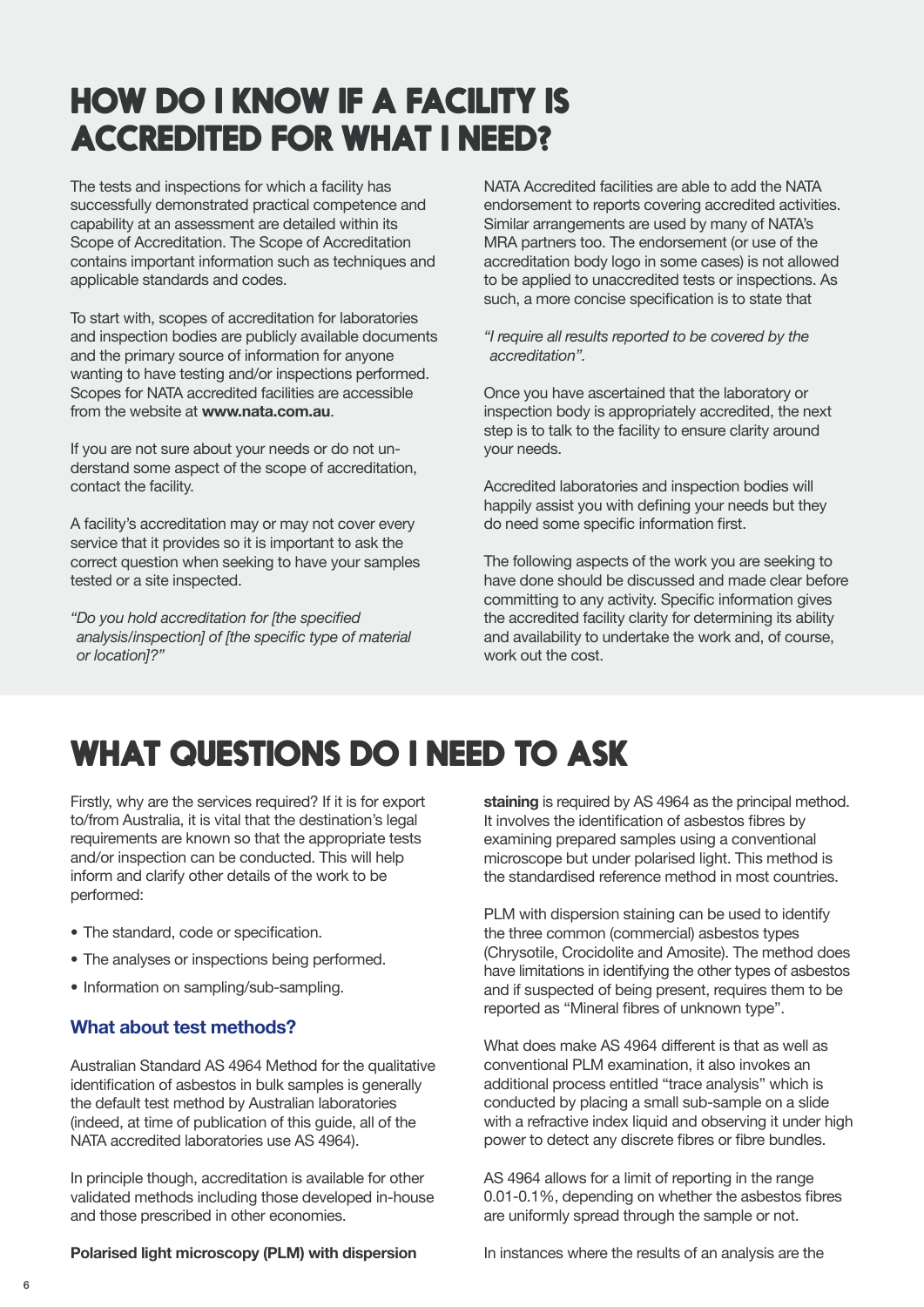# HOW DO I KNOW IF A FACILITY IS ACCREDITED FOR WHAT I NEED?

The tests and inspections for which a facility has successfully demonstrated practical competence and capability at an assessment are detailed within its Scope of Accreditation. The Scope of Accreditation contains important information such as techniques and applicable standards and codes.

To start with, scopes of accreditation for laboratories and inspection bodies are publicly available documents and the primary source of information for anyone wanting to have testing and/or inspections performed. Scopes for NATA accredited facilities are accessible from the website at **www.nata.com.au**.

If you are not sure about your needs or do not understand some aspect of the scope of accreditation, contact the facility.

A facility's accreditation may or may not cover every service that it provides so it is important to ask the correct question when seeking to have your samples tested or a site inspected.

*"Do you hold accreditation for [the specified analysis/inspection] of [the specific type of material or location]?"*

NATA Accredited facilities are able to add the NATA endorsement to reports covering accredited activities. Similar arrangements are used by many of NATA's MRA partners too. The endorsement (or use of the accreditation body logo in some cases) is not allowed to be applied to unaccredited tests or inspections. As such, a more concise specification is to state that

*"I require all results reported to be covered by the accreditation".*

Once you have ascertained that the laboratory or inspection body is appropriately accredited, the next step is to talk to the facility to ensure clarity around your needs.

Accredited laboratories and inspection bodies will happily assist you with defining your needs but they do need some specific information first.

The following aspects of the work you are seeking to have done should be discussed and made clear before committing to any activity. Specific information gives the accredited facility clarity for determining its ability and availability to undertake the work and, of course, work out the cost.

# WHAT QUESTIONS DO I NEED TO ASK

Firstly, why are the services required? If it is for export to/from Australia, it is vital that the destination's legal requirements are known so that the appropriate tests and/or inspection can be conducted. This will help inform and clarify other details of the work to be performed:

- The standard, code or specification.
- The analyses or inspections being performed.
- Information on sampling/sub-sampling.

### What about test methods?

Australian Standard AS 4964 Method for the qualitative identification of asbestos in bulk samples is generally the default test method by Australian laboratories (indeed, at time of publication of this guide, all of the NATA accredited laboratories use AS 4964).

In principle though, accreditation is available for other validated methods including those developed in-house and those prescribed in other economies.

**Polarised light microscopy (PLM) with dispersion staining** is required by AS 4964 as the principal method. It involves the identification of asbestos fibres by examining prepared samples using a conventional microscope but under polarised light. This method is the standardised reference method in most countries.

PLM with dispersion staining can be used to identify the three common (commercial) asbestos types (Chrysotile, Crocidolite and Amosite). The method does have limitations in identifying the other types of asbestos and if suspected of being present, requires them to be reported as "Mineral fibres of unknown type".

What does make AS 4964 different is that as well as conventional PLM examination, it also invokes an additional process entitled "trace analysis" which is conducted by placing a small sub-sample on a slide with a refractive index liquid and observing it under high power to detect any discrete fibres or fibre bundles.

AS 4964 allows for a limit of reporting in the range 0.01-0.1%, depending on whether the asbestos fibres are uniformly spread through the sample or not.

In instances where the results of an analysis are the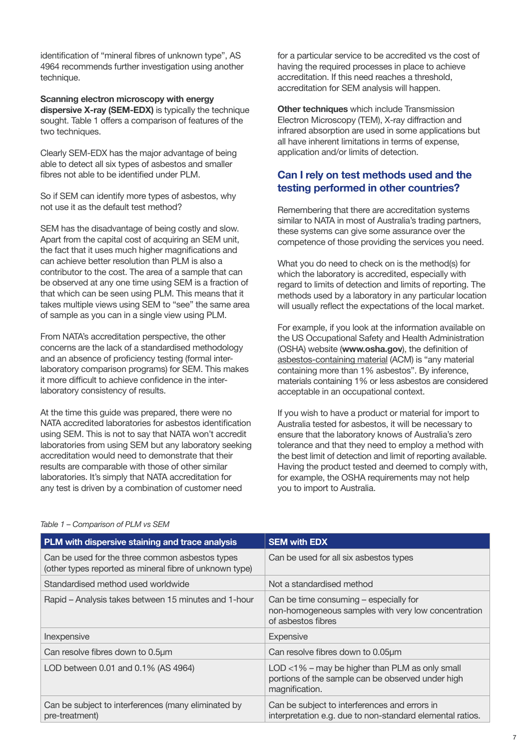identification of "mineral fibres of unknown type", AS 4964 recommends further investigation using another technique.

**Scanning electron microscopy with energy dispersive X-ray (SEM-EDX)** is typically the technique sought. Table 1 offers a comparison of features of the two techniques.

Clearly SEM-EDX has the major advantage of being able to detect all six types of asbestos and smaller fibres not able to be identified under PLM.

So if SEM can identify more types of asbestos, why not use it as the default test method?

SEM has the disadvantage of being costly and slow. Apart from the capital cost of acquiring an SEM unit, the fact that it uses much higher magnifications and can achieve better resolution than PLM is also a contributor to the cost. The area of a sample that can be observed at any one time using SEM is a fraction of that which can be seen using PLM. This means that it takes multiple views using SEM to "see" the same area of sample as you can in a single view using PLM.

From NATA's accreditation perspective, the other concerns are the lack of a standardised methodology and an absence of proficiency testing (formal inter-laboratory comparison programs) for SEM. This makes it more difficult to achieve confidence in the inter-laboratory consistency of results.

At the time this guide was prepared, there were no NATA accredited laboratories for asbestos identification using SEM. This is not to say that NATA won't accredit laboratories from using SEM but any laboratory seeking accreditation would need to demonstrate that their results are comparable with those of other similar laboratories. It's simply that NATA accreditation for any test is driven by a combination of customer need for a particular service to be accredited vs the cost of having the required processes in place to achieve accreditation. If this need reaches a threshold, accreditation for SEM analysis will happen.

**Other techniques** which include Transmission Electron Microscopy (TEM), X-ray diffraction and infrared absorption are used in some applications but all have inherent limitations in terms of expense, application and/or limits of detection.

## Can I rely on test methods used and the testing performed in other countries?

Remembering that there are accreditation systems similar to NATA in most of Australia's trading partners, these systems can give some assurance over the competence of those providing the services you need.

What you do need to check on is the method(s) for which the laboratory is accredited, especially with regard to limits of detection and limits of reporting. The methods used by a laboratory in any particular location will usually reflect the expectations of the local market.

For example, if you look at the information available on the US Occupational Safety and Health Administration (OSHA) website (**www.osha.gov**), the definition of asbestos-containing material (ACM) is "any material containing more than 1% asbestos". By inference, materials containing 1% or less asbestos are considered acceptable in an occupational context.

If you wish to have a product or material for import to Australia tested for asbestos, it will be necessary to ensure that the laboratory knows of Australia's zero tolerance and that they need to employ a method with the best limit of detection and limit of reporting available. Having the product tested and deemed to comply with, for example, the OSHA requirements may not help you to import to Australia.

*Table 1 – Comparison of PLM vs SEM*

| PLM with dispersive staining and trace analysis | SEM with EDX |
|---|---|
| Can be used for the three common asbestos types (other types reported as mineral fibre of unknown type) | Can be used for all six asbestos types |
| Standardised method used worldwide | Not a standardised method |
| Rapid – Analysis takes between 15 minutes and 1-hour | Can be time consuming – especially for non-homogeneous samples with very low concentration of asbestos fibres |
| Inexpensive | Expensive |
| Can resolve fibres down to 0.5µm | Can resolve fibres down to 0.05µm |
| LOD between 0.01 and 0.1% (AS 4964) | LOD <1% – may be higher than PLM as only small portions of the sample can be observed under high magnification. |
| Can be subject to interferences (many eliminated by pre-treatment) | Can be subject to interferences and errors in interpretation e.g. due to non-standard elemental ratios. |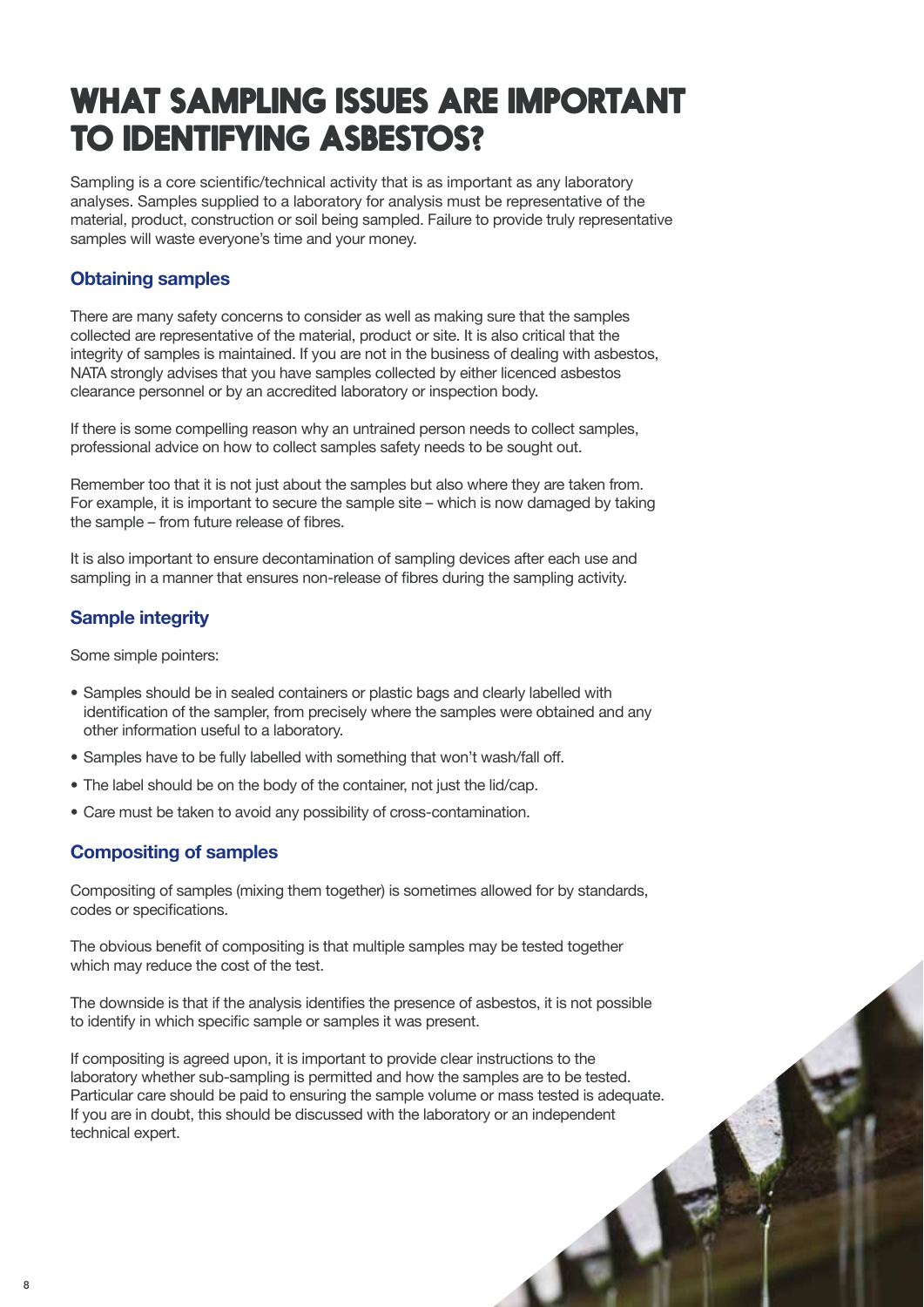# WHAT SAMPLING ISSUES ARE IMPORTANT TO IDENTIFYING ASBESTOS?

Sampling is a core scientific/technical activity that is as important as any laboratory analyses. Samples supplied to a laboratory for analysis must be representative of the material, product, construction or soil being sampled. Failure to provide truly representative samples will waste everyone's time and your money.

## Obtaining samples

There are many safety concerns to consider as well as making sure that the samples collected are representative of the material, product or site. It is also critical that the integrity of samples is maintained. If you are not in the business of dealing with asbestos, NATA strongly advises that you have samples collected by either licenced asbestos clearance personnel or by an accredited laboratory or inspection body.

If there is some compelling reason why an untrained person needs to collect samples, professional advice on how to collect samples safety needs to be sought out.

Remember too that it is not just about the samples but also where they are taken from. For example, it is important to secure the sample site – which is now damaged by taking the sample – from future release of fibres.

It is also important to ensure decontamination of sampling devices after each use and sampling in a manner that ensures non-release of fibres during the sampling activity.

## Sample integrity

Some simple pointers:

- Samples should be in sealed containers or plastic bags and clearly labelled with identification of the sampler, from precisely where the samples were obtained and any other information useful to a laboratory.
- Samples have to be fully labelled with something that won't wash/fall off.
- The label should be on the body of the container, not just the lid/cap.
- Care must be taken to avoid any possibility of cross-contamination.

## Compositing of samples

Compositing of samples (mixing them together) is sometimes allowed for by standards, codes or specifications.

The obvious benefit of compositing is that multiple samples may be tested together which may reduce the cost of the test.

The downside is that if the analysis identifies the presence of asbestos, it is not possible to identify in which specific sample or samples it was present.

If compositing is agreed upon, it is important to provide clear instructions to the laboratory whether sub-sampling is permitted and how the samples are to be tested. Particular care should be paid to ensuring the sample volume or mass tested is adequate. If you are in doubt, this should be discussed with the laboratory or an independent technical expert.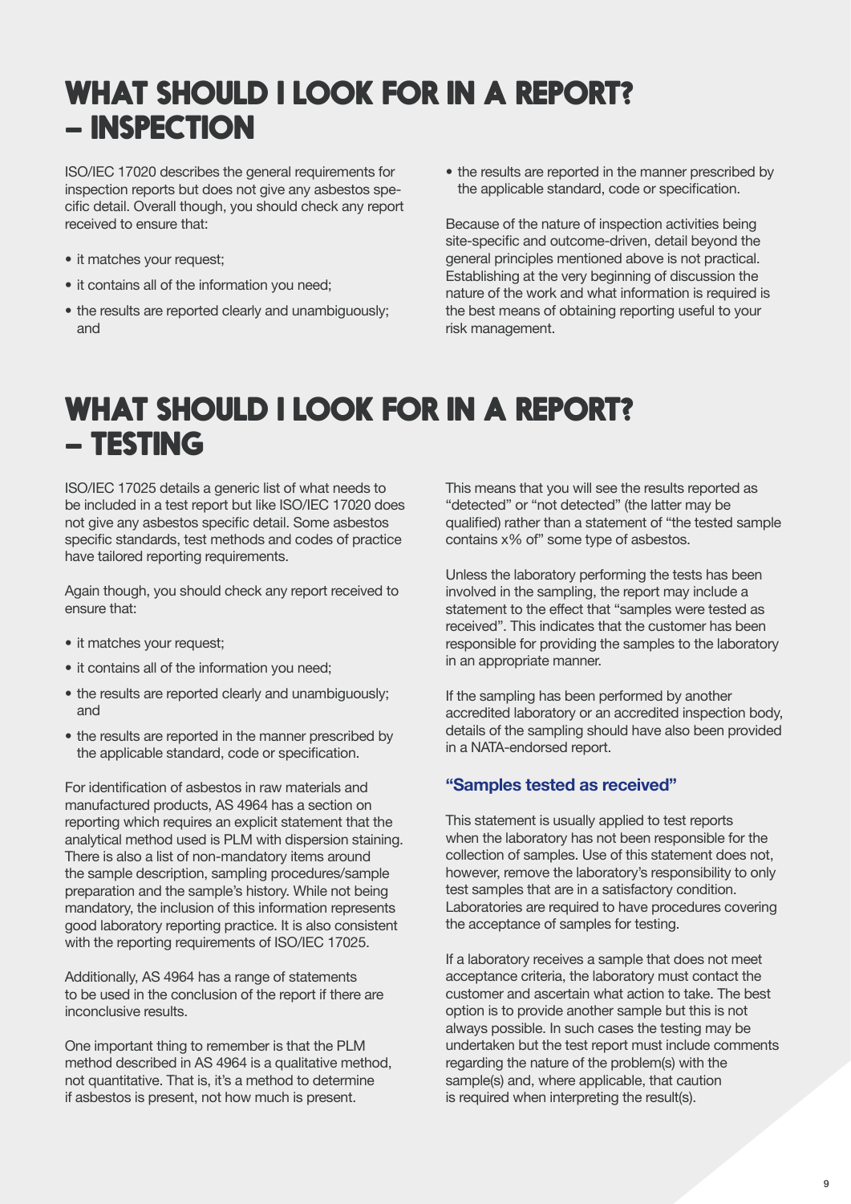# WHAT SHOULD I LOOK FOR IN A REPORT? – INSPECTION

ISO/IEC 17020 describes the general requirements for inspection reports but does not give any asbestos specific detail. Overall though, you should check any report received to ensure that:

- it matches your request;
- it contains all of the information you need;
- the results are reported clearly and unambiguously; and
- the results are reported in the manner prescribed by the applicable standard, code or specification.

Because of the nature of inspection activities being site-specific and outcome-driven, detail beyond the general principles mentioned above is not practical. Establishing at the very beginning of discussion the nature of the work and what information is required is the best means of obtaining reporting useful to your risk management.

# WHAT SHOULD I LOOK FOR IN A REPORT? – TESTING

ISO/IEC 17025 details a generic list of what needs to be included in a test report but like ISO/IEC 17020 does not give any asbestos specific detail. Some asbestos specific standards, test methods and codes of practice have tailored reporting requirements.

Again though, you should check any report received to ensure that:

- it matches your request;
- it contains all of the information you need;
- the results are reported clearly and unambiguously; and
- the results are reported in the manner prescribed by the applicable standard, code or specification.

For identification of asbestos in raw materials and manufactured products, AS 4964 has a section on reporting which requires an explicit statement that the analytical method used is PLM with dispersion staining. There is also a list of non-mandatory items around the sample description, sampling procedures/sample preparation and the sample's history. While not being mandatory, the inclusion of this information represents good laboratory reporting practice. It is also consistent with the reporting requirements of ISO/IEC 17025.

Additionally, AS 4964 has a range of statements to be used in the conclusion of the report if there are inconclusive results.

One important thing to remember is that the PLM method described in AS 4964 is a qualitative method, not quantitative. That is, it's a method to determine if asbestos is present, not how much is present.

This means that you will see the results reported as "detected" or "not detected" (the latter may be qualified) rather than a statement of "the tested sample contains x% of" some type of asbestos.

Unless the laboratory performing the tests has been involved in the sampling, the report may include a statement to the effect that "samples were tested as received". This indicates that the customer has been responsible for providing the samples to the laboratory in an appropriate manner.

If the sampling has been performed by another accredited laboratory or an accredited inspection body, details of the sampling should have also been provided in a NATA-endorsed report.

### "Samples tested as received"

This statement is usually applied to test reports when the laboratory has not been responsible for the collection of samples. Use of this statement does not, however, remove the laboratory's responsibility to only test samples that are in a satisfactory condition. Laboratories are required to have procedures covering the acceptance of samples for testing.

If a laboratory receives a sample that does not meet acceptance criteria, the laboratory must contact the customer and ascertain what action to take. The best option is to provide another sample but this is not always possible. In such cases the testing may be undertaken but the test report must include comments regarding the nature of the problem(s) with the sample(s) and, where applicable, that caution is required when interpreting the result(s).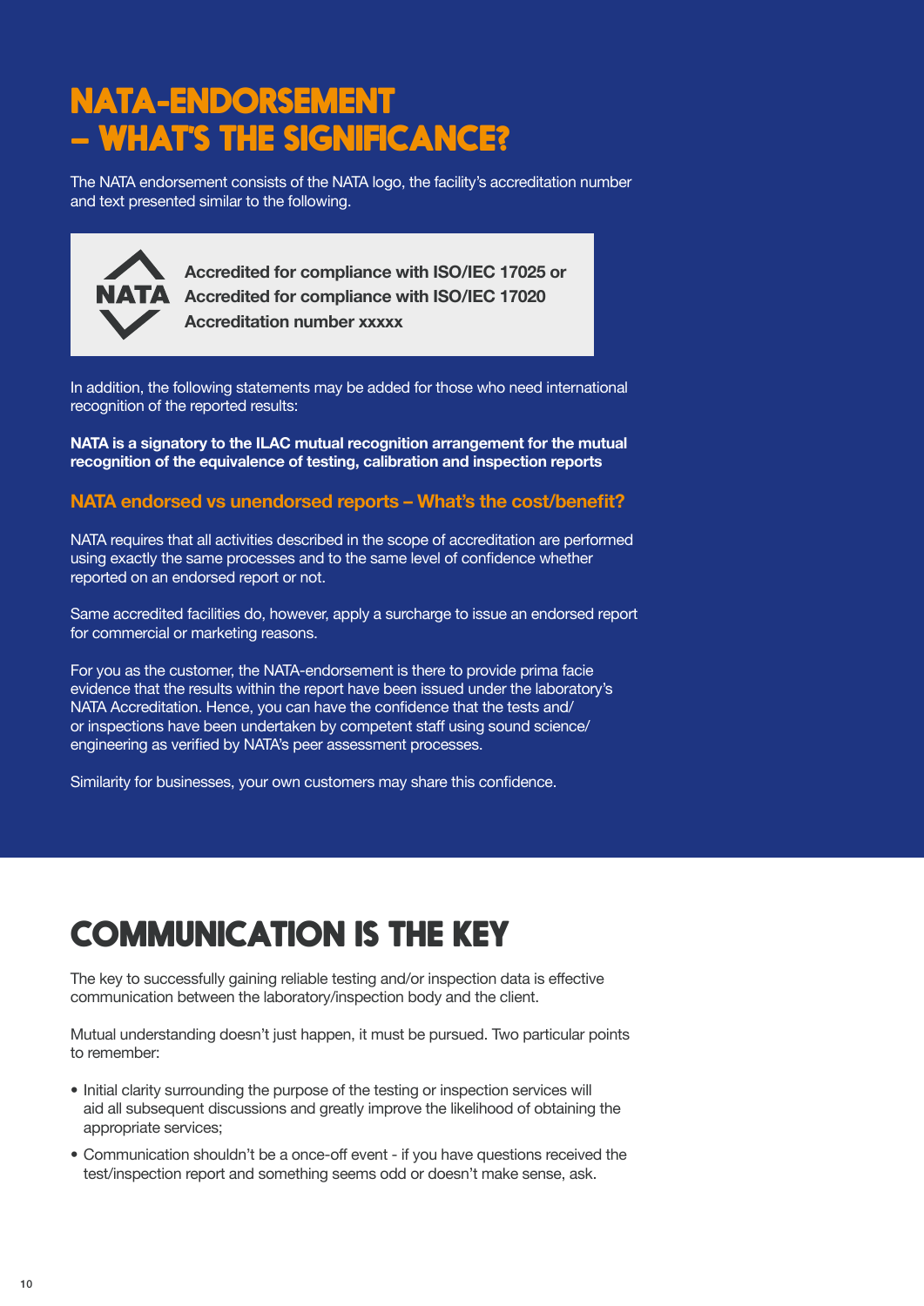# NATA-ENDORSEMENT – WHAT'S THE SIGNIFICANCE?

The NATA endorsement consists of the NATA logo, the facility's accreditation number and text presented similar to the following.

> NATA
>
> **Accredited for compliance with ISO/IEC 17025 or**
> **Accredited for compliance with ISO/IEC 17020**
> **Accreditation number xxxxx**

In addition, the following statements may be added for those who need international recognition of the reported results:

**NATA is a signatory to the ILAC mutual recognition arrangement for the mutual recognition of the equivalence of testing, calibration and inspection reports**

### NATA endorsed vs unendorsed reports – What's the cost/benefit?

NATA requires that all activities described in the scope of accreditation are performed using exactly the same processes and to the same level of confidence whether reported on an endorsed report or not.

Same accredited facilities do, however, apply a surcharge to issue an endorsed report for commercial or marketing reasons.

For you as the customer, the NATA-endorsement is there to provide prima facie evidence that the results within the report have been issued under the laboratory's NATA Accreditation. Hence, you can have the confidence that the tests and/or inspections have been undertaken by competent staff using sound science/engineering as verified by NATA's peer assessment processes.

Similarity for businesses, your own customers may share this confidence.

# COMMUNICATION IS THE KEY

The key to successfully gaining reliable testing and/or inspection data is effective communication between the laboratory/inspection body and the client.

Mutual understanding doesn't just happen, it must be pursued. Two particular points to remember:

- Initial clarity surrounding the purpose of the testing or inspection services will aid all subsequent discussions and greatly improve the likelihood of obtaining the appropriate services;
- Communication shouldn't be a once-off event - if you have questions received the test/inspection report and something seems odd or doesn't make sense, ask.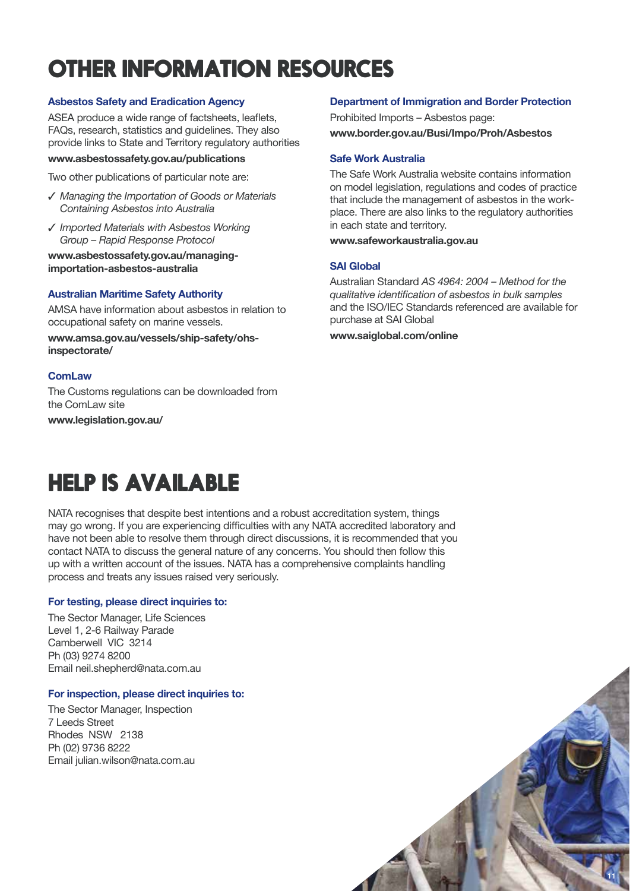# OTHER INFORMATION RESOURCES

### Asbestos Safety and Eradication Agency

ASEA produce a wide range of factsheets, leaflets, FAQs, research, statistics and guidelines. They also provide links to State and Territory regulatory authorities

**www.asbestossafety.gov.au/publications**

Two other publications of particular note are:

- ✓ *Managing the Importation of Goods or Materials Containing Asbestos into Australia*
- ✓ *Imported Materials with Asbestos Working Group – Rapid Response Protocol*

**www.asbestossafety.gov.au/managing-importation-asbestos-australia**

### Australian Maritime Safety Authority

AMSA have information about asbestos in relation to occupational safety on marine vessels.

**www.amsa.gov.au/vessels/ship-safety/ohs-inspectorate/**

### ComLaw

The Customs regulations can be downloaded from the ComLaw site

**www.legislation.gov.au/**

### Department of Immigration and Border Protection

Prohibited Imports – Asbestos page:

**www.border.gov.au/Busi/Impo/Proh/Asbestos**

### Safe Work Australia

The Safe Work Australia website contains information on model legislation, regulations and codes of practice that include the management of asbestos in the workplace. There are also links to the regulatory authorities in each state and territory.

**www.safeworkaustralia.gov.au**

### SAI Global

Australian Standard *AS 4964: 2004 – Method for the qualitative identification of asbestos in bulk samples* and the ISO/IEC Standards referenced are available for purchase at SAI Global

**www.saiglobal.com/online**

# HELP IS AVAILABLE

NATA recognises that despite best intentions and a robust accreditation system, things may go wrong. If you are experiencing difficulties with any NATA accredited laboratory and have not been able to resolve them through direct discussions, it is recommended that you contact NATA to discuss the general nature of any concerns. You should then follow this up with a written account of the issues. NATA has a comprehensive complaints handling process and treats any issues raised very seriously.

### For testing, please direct inquiries to:

The Sector Manager, Life Sciences
Level 1, 2-6 Railway Parade
Camberwell VIC 3214
Ph (03) 9274 8200
Email neil.shepherd@nata.com.au

### For inspection, please direct inquiries to:

The Sector Manager, Inspection
7 Leeds Street
Rhodes NSW 2138
Ph (02) 9736 8222
Email julian.wilson@nata.com.au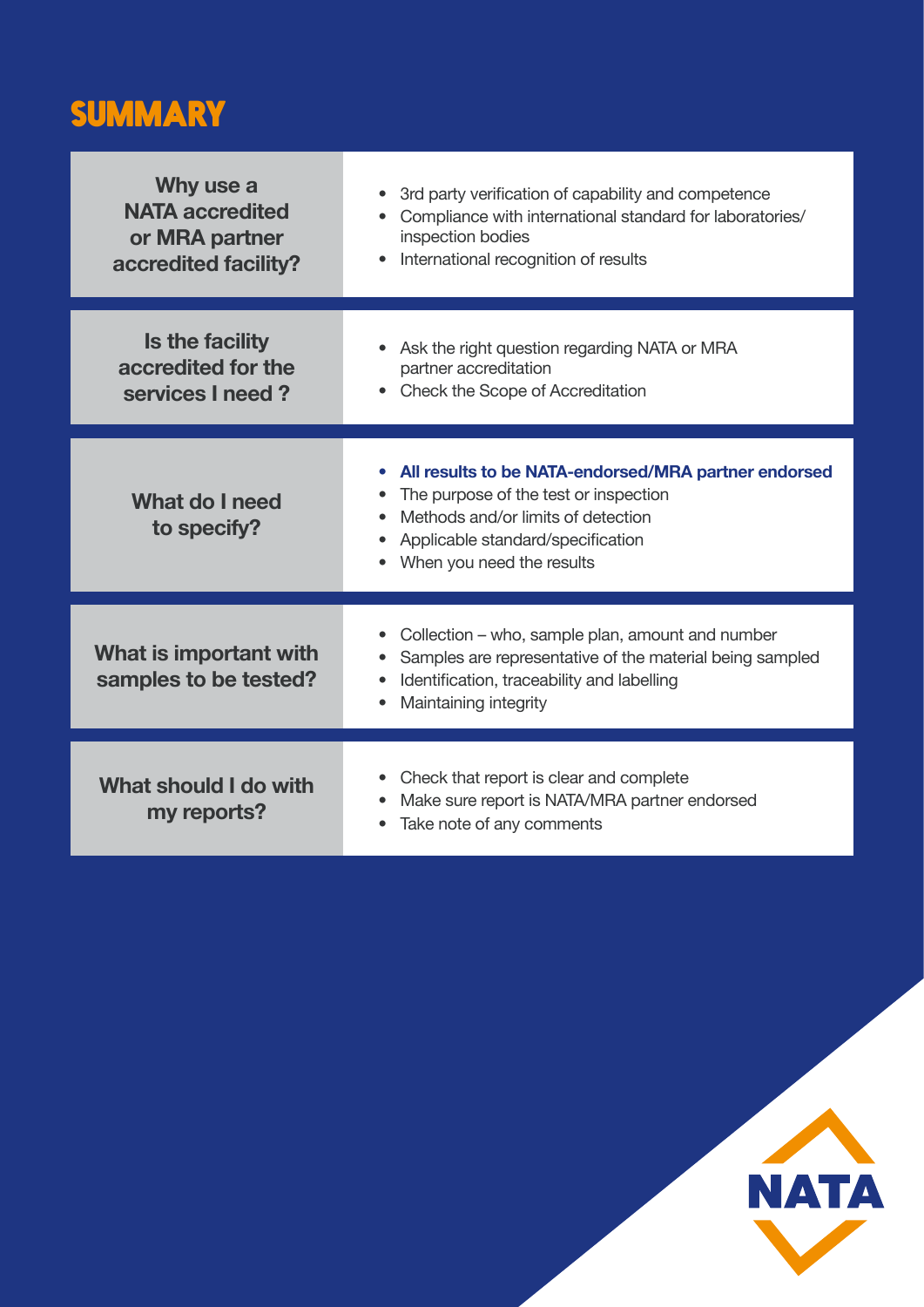# SUMMARY

| | |
|---|---|
| **Why use a NATA accredited or MRA partner accredited facility?** | • 3rd party verification of capability and competence<br>• Compliance with international standard for laboratories/ inspection bodies<br>• International recognition of results |
| **Is the facility accredited for the services I need ?** | • Ask the right question regarding NATA or MRA partner accreditation<br>• Check the Scope of Accreditation |
| **What do I need to specify?** | • **All results to be NATA-endorsed/MRA partner endorsed**<br>• The purpose of the test or inspection<br>• Methods and/or limits of detection<br>• Applicable standard/specification<br>• When you need the results |
| **What is important with samples to be tested?** | • Collection – who, sample plan, amount and number<br>• Samples are representative of the material being sampled<br>• Identification, traceability and labelling<br>• Maintaining integrity |
| **What should I do with my reports?** | • Check that report is clear and complete<br>• Make sure report is NATA/MRA partner endorsed<br>• Take note of any comments |

NATA